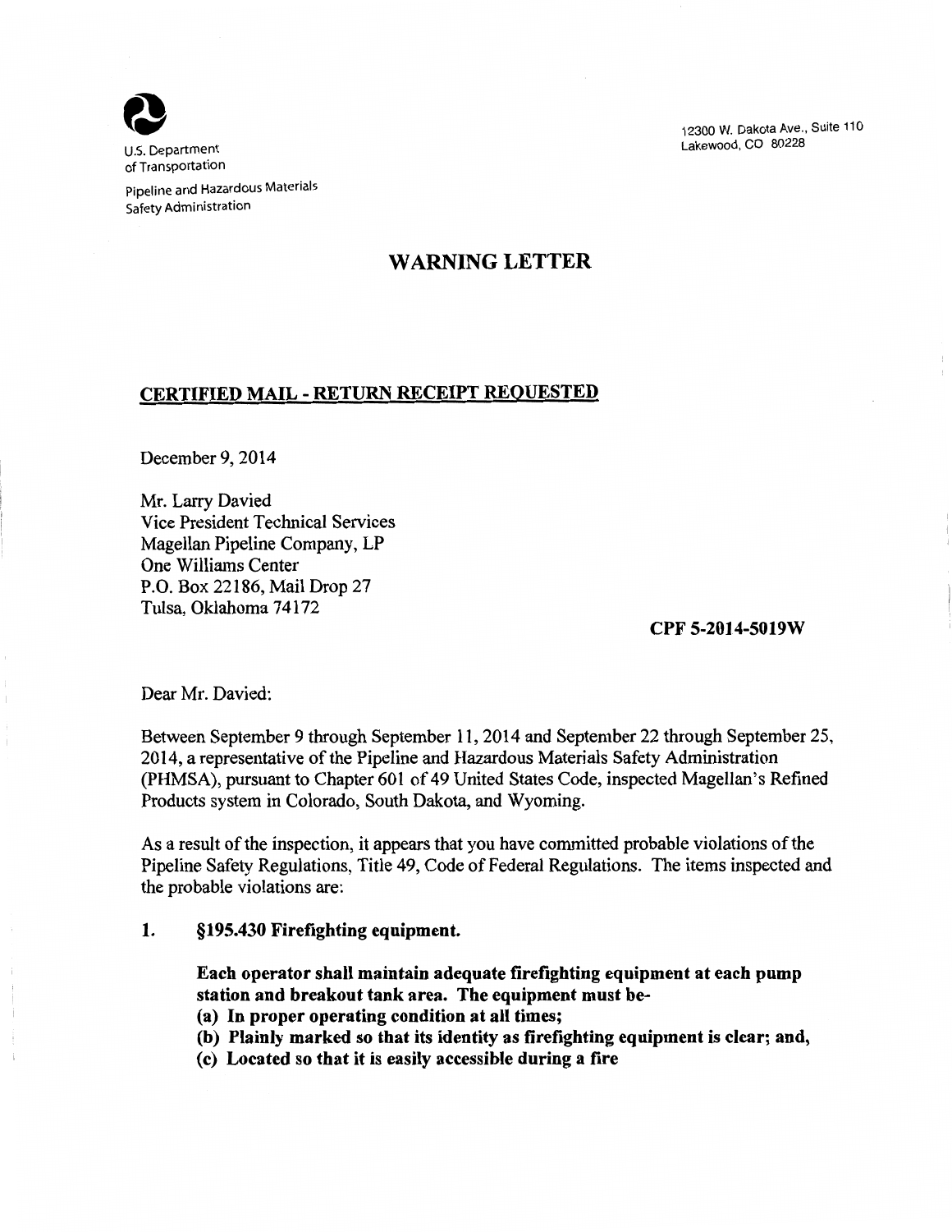U.S. Department of Transportation

Pipeline and Hazardous Materials Safety Administration

12300 W. Dakota Ave., Suite 110
Lakewood, CO 80228

# WARNING LETTER

**CERTIFIED MAIL - RETURN RECEIPT REQUESTED**

December 9, 2014

Mr. Larry Davied
Vice President Technical Services
Magellan Pipeline Company, LP
One Williams Center
P.O. Box 22186, Mail Drop 27
Tulsa, Oklahoma 74172

**CPF 5-2014-5019W**

Dear Mr. Davied:

Between September 9 through September 11, 2014 and September 22 through September 25, 2014, a representative of the Pipeline and Hazardous Materials Safety Administration (PHMSA), pursuant to Chapter 601 of 49 United States Code, inspected Magellan's Refined Products system in Colorado, South Dakota, and Wyoming.

As a result of the inspection, it appears that you have committed probable violations of the Pipeline Safety Regulations, Title 49, Code of Federal Regulations. The items inspected and the probable violations are:

1. **§195.430 Firefighting equipment.**

   **Each operator shall maintain adequate firefighting equipment at each pump station and breakout tank area. The equipment must be-**
   **(a) In proper operating condition at all times;**
   **(b) Plainly marked so that its identity as firefighting equipment is clear; and,**
   **(c) Located so that it is easily accessible during a fire**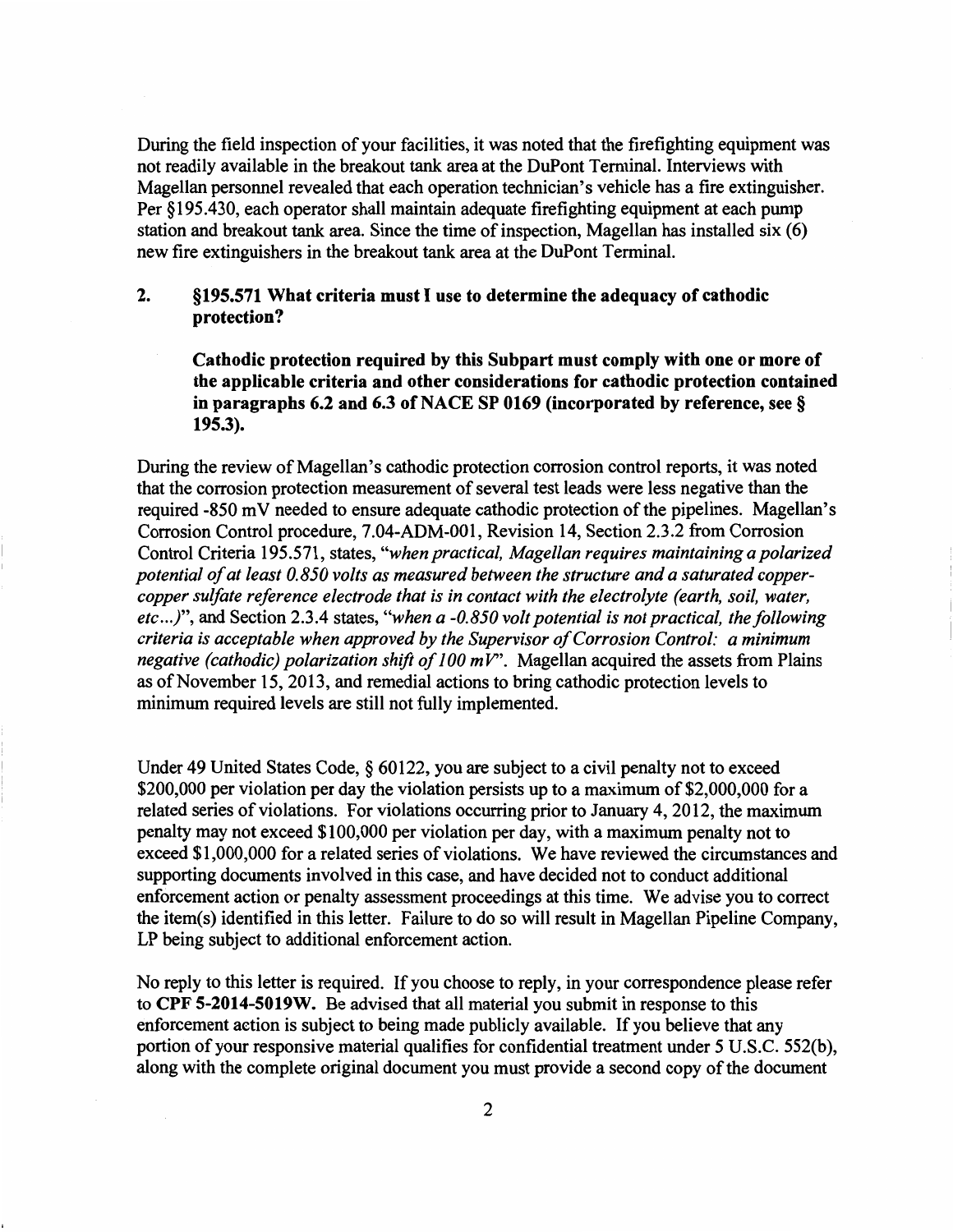During the field inspection of your facilities, it was noted that the firefighting equipment was not readily available in the breakout tank area at the DuPont Terminal. Interviews with Magellan personnel revealed that each operation technician's vehicle has a fire extinguisher. Per §195.430, each operator shall maintain adequate firefighting equipment at each pump station and breakout tank area. Since the time of inspection, Magellan has installed six (6) new fire extinguishers in the breakout tank area at the DuPont Terminal.

**2. §195.571 What criteria must I use to determine the adequacy of cathodic protection?**

**Cathodic protection required by this Subpart must comply with one or more of the applicable criteria and other considerations for cathodic protection contained in paragraphs 6.2 and 6.3 of NACE SP 0169 (incorporated by reference, see § 195.3).**

During the review of Magellan's cathodic protection corrosion control reports, it was noted that the corrosion protection measurement of several test leads were less negative than the required -850 mV needed to ensure adequate cathodic protection of the pipelines. Magellan's Corrosion Control procedure, 7.04-ADM-001, Revision 14, Section 2.3.2 from Corrosion Control Criteria 195.571, states, "*when practical, Magellan requires maintaining a polarized potential of at least 0.850 volts as measured between the structure and a saturated copper-copper sulfate reference electrode that is in contact with the electrolyte (earth, soil, water, etc...)*", and Section 2.3.4 states, "*when a -0.850 volt potential is not practical, the following criteria is acceptable when approved by the Supervisor of Corrosion Control: a minimum negative (cathodic) polarization shift of 100 mV*". Magellan acquired the assets from Plains as of November 15, 2013, and remedial actions to bring cathodic protection levels to minimum required levels are still not fully implemented.

Under 49 United States Code, § 60122, you are subject to a civil penalty not to exceed $200,000 per violation per day the violation persists up to a maximum of $2,000,000 for a related series of violations. For violations occurring prior to January 4, 2012, the maximum penalty may not exceed $100,000 per violation per day, with a maximum penalty not to exceed $1,000,000 for a related series of violations. We have reviewed the circumstances and supporting documents involved in this case, and have decided not to conduct additional enforcement action or penalty assessment proceedings at this time. We advise you to correct the item(s) identified in this letter. Failure to do so will result in Magellan Pipeline Company, LP being subject to additional enforcement action.

No reply to this letter is required. If you choose to reply, in your correspondence please refer to **CPF 5-2014-5019W.** Be advised that all material you submit in response to this enforcement action is subject to being made publicly available. If you believe that any portion of your responsive material qualifies for confidential treatment under 5 U.S.C. 552(b), along with the complete original document you must provide a second copy of the document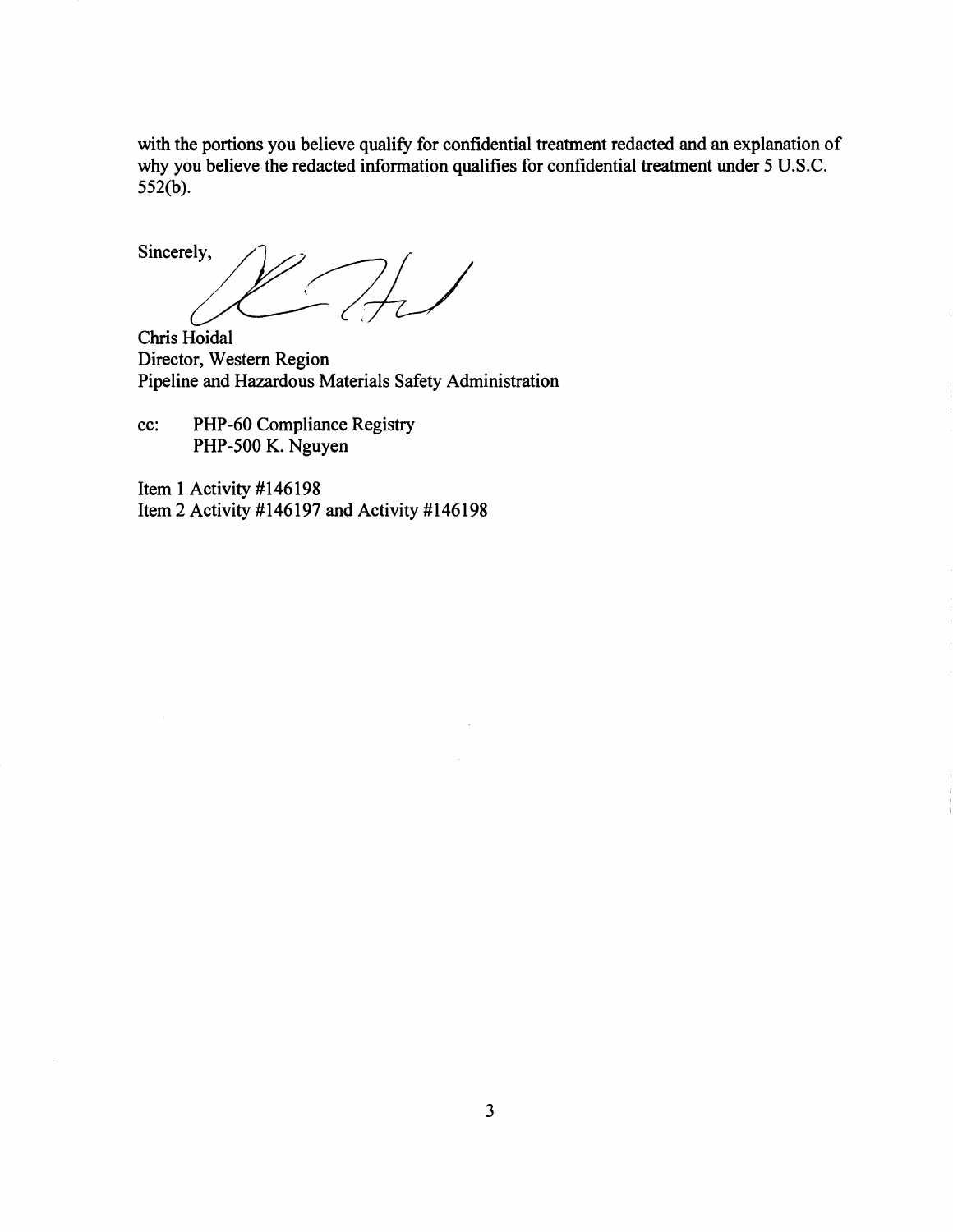with the portions you believe qualify for confidential treatment redacted and an explanation of why you believe the redacted information qualifies for confidential treatment under 5 U.S.C. 552(b).

Sincerely,

Chris Hoidal
Director, Western Region
Pipeline and Hazardous Materials Safety Administration

cc: PHP-60 Compliance Registry
PHP-500 K. Nguyen

Item 1 Activity #146198
Item 2 Activity #146197 and Activity #146198